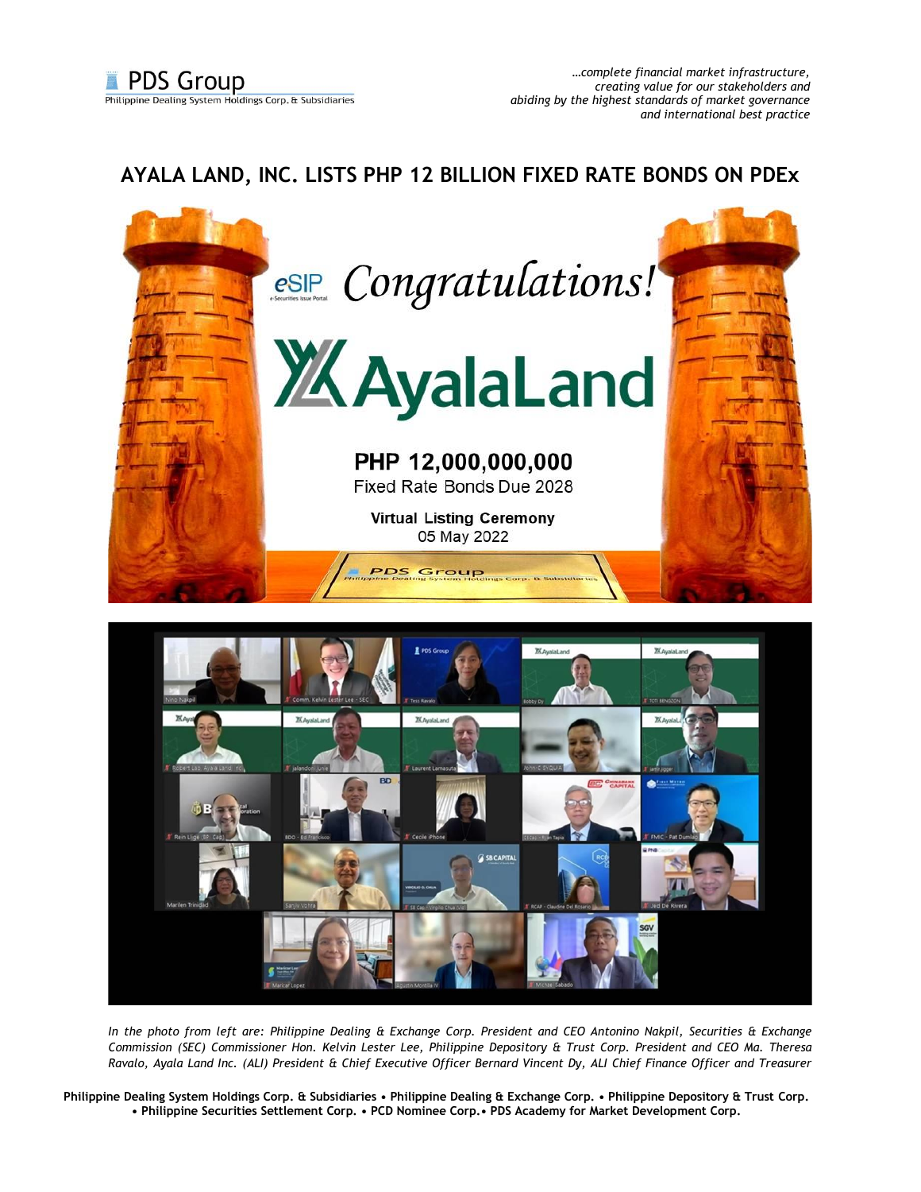# AYALA LAND, INC. LISTS PHP 12 BILLION FIXED RATE BONDS ON PDEx

*In the photo from left are: Philippine Dealing & Exchange Corp. President and CEO Antonino Nakpil, Securities & Exchange Commission (SEC) Commissioner Hon. Kelvin Lester Lee, Philippine Depository & Trust Corp. President and CEO Ma. Theresa Ravalo, Ayala Land Inc. (ALI) President & Chief Executive Officer Bernard Vincent Dy, ALI Chief Finance Officer and Treasurer*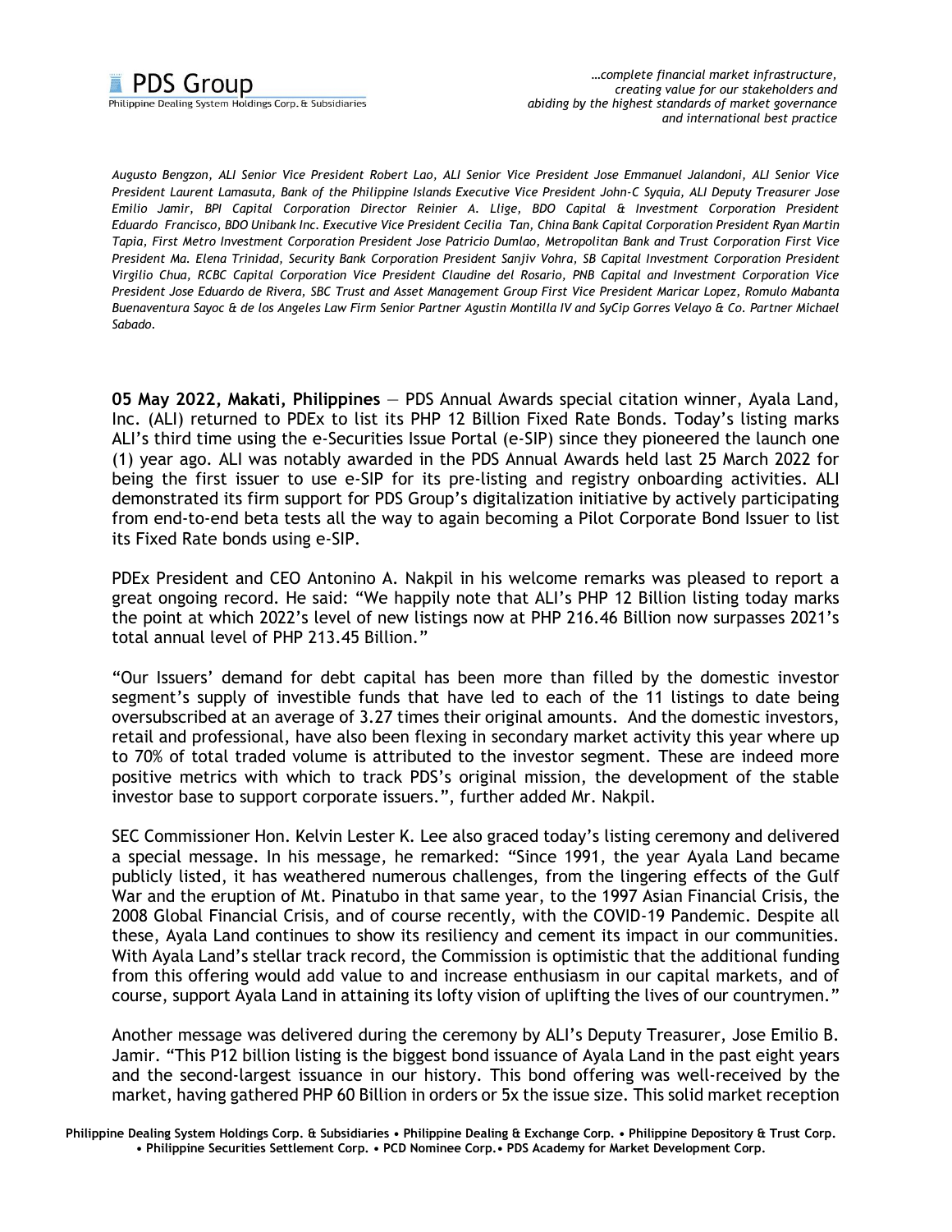*Augusto Bengzon, ALI Senior Vice President Robert Lao, ALI Senior Vice President Jose Emmanuel Jalandoni, ALI Senior Vice President Laurent Lamasuta, Bank of the Philippine Islands Executive Vice President John-C Syquia, ALI Deputy Treasurer Jose Emilio Jamir, BPI Capital Corporation Director Reinier A. Llige, BDO Capital & Investment Corporation President Eduardo Francisco, BDO Unibank Inc. Executive Vice President Cecilia Tan, China Bank Capital Corporation President Ryan Martin Tapia, First Metro Investment Corporation President Jose Patricio Dumlao, Metropolitan Bank and Trust Corporation First Vice President Ma. Elena Trinidad, Security Bank Corporation President Sanjiv Vohra, SB Capital Investment Corporation President Virgilio Chua, RCBC Capital Corporation Vice President Claudine del Rosario, PNB Capital and Investment Corporation Vice President Jose Eduardo de Rivera, SBC Trust and Asset Management Group First Vice President Maricar Lopez, Romulo Mabanta Buenaventura Sayoc & de los Angeles Law Firm Senior Partner Agustin Montilla IV and SyCip Gorres Velayo & Co. Partner Michael Sabado.*

**05 May 2022, Makati, Philippines** — PDS Annual Awards special citation winner, Ayala Land, Inc. (ALI) returned to PDEx to list its PHP 12 Billion Fixed Rate Bonds. Today's listing marks ALI's third time using the e-Securities Issue Portal (e-SIP) since they pioneered the launch one (1) year ago. ALI was notably awarded in the PDS Annual Awards held last 25 March 2022 for being the first issuer to use e-SIP for its pre-listing and registry onboarding activities. ALI demonstrated its firm support for PDS Group's digitalization initiative by actively participating from end-to-end beta tests all the way to again becoming a Pilot Corporate Bond Issuer to list its Fixed Rate bonds using e-SIP.

PDEx President and CEO Antonino A. Nakpil in his welcome remarks was pleased to report a great ongoing record. He said: "We happily note that ALI's PHP 12 Billion listing today marks the point at which 2022's level of new listings now at PHP 216.46 Billion now surpasses 2021's total annual level of PHP 213.45 Billion."

"Our Issuers' demand for debt capital has been more than filled by the domestic investor segment's supply of investible funds that have led to each of the 11 listings to date being oversubscribed at an average of 3.27 times their original amounts. And the domestic investors, retail and professional, have also been flexing in secondary market activity this year where up to 70% of total traded volume is attributed to the investor segment. These are indeed more positive metrics with which to track PDS's original mission, the development of the stable investor base to support corporate issuers.", further added Mr. Nakpil.

SEC Commissioner Hon. Kelvin Lester K. Lee also graced today's listing ceremony and delivered a special message. In his message, he remarked: "Since 1991, the year Ayala Land became publicly listed, it has weathered numerous challenges, from the lingering effects of the Gulf War and the eruption of Mt. Pinatubo in that same year, to the 1997 Asian Financial Crisis, the 2008 Global Financial Crisis, and of course recently, with the COVID-19 Pandemic. Despite all these, Ayala Land continues to show its resiliency and cement its impact in our communities. With Ayala Land's stellar track record, the Commission is optimistic that the additional funding from this offering would add value to and increase enthusiasm in our capital markets, and of course, support Ayala Land in attaining its lofty vision of uplifting the lives of our countrymen."

Another message was delivered during the ceremony by ALI's Deputy Treasurer, Jose Emilio B. Jamir. "This P12 billion listing is the biggest bond issuance of Ayala Land in the past eight years and the second-largest issuance in our history. This bond offering was well-received by the market, having gathered PHP 60 Billion in orders or 5x the issue size. This solid market reception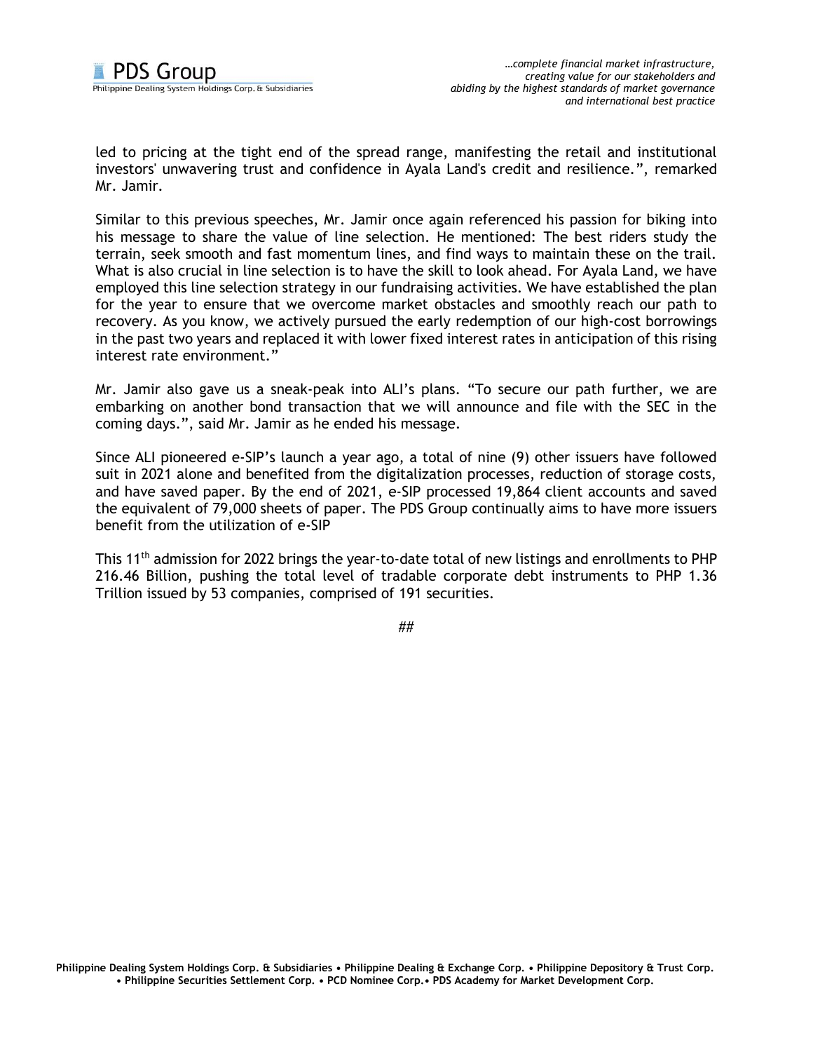led to pricing at the tight end of the spread range, manifesting the retail and institutional investors' unwavering trust and confidence in Ayala Land's credit and resilience.", remarked Mr. Jamir.

Similar to this previous speeches, Mr. Jamir once again referenced his passion for biking into his message to share the value of line selection. He mentioned: The best riders study the terrain, seek smooth and fast momentum lines, and find ways to maintain these on the trail. What is also crucial in line selection is to have the skill to look ahead. For Ayala Land, we have employed this line selection strategy in our fundraising activities. We have established the plan for the year to ensure that we overcome market obstacles and smoothly reach our path to recovery. As you know, we actively pursued the early redemption of our high-cost borrowings in the past two years and replaced it with lower fixed interest rates in anticipation of this rising interest rate environment."

Mr. Jamir also gave us a sneak-peak into ALI's plans. "To secure our path further, we are embarking on another bond transaction that we will announce and file with the SEC in the coming days.", said Mr. Jamir as he ended his message.

Since ALI pioneered e-SIP's launch a year ago, a total of nine (9) other issuers have followed suit in 2021 alone and benefited from the digitalization processes, reduction of storage costs, and have saved paper. By the end of 2021, e-SIP processed 19,864 client accounts and saved the equivalent of 79,000 sheets of paper. The PDS Group continually aims to have more issuers benefit from the utilization of e-SIP

This 11th admission for 2022 brings the year-to-date total of new listings and enrollments to PHP 216.46 Billion, pushing the total level of tradable corporate debt instruments to PHP 1.36 Trillion issued by 53 companies, comprised of 191 securities.

##